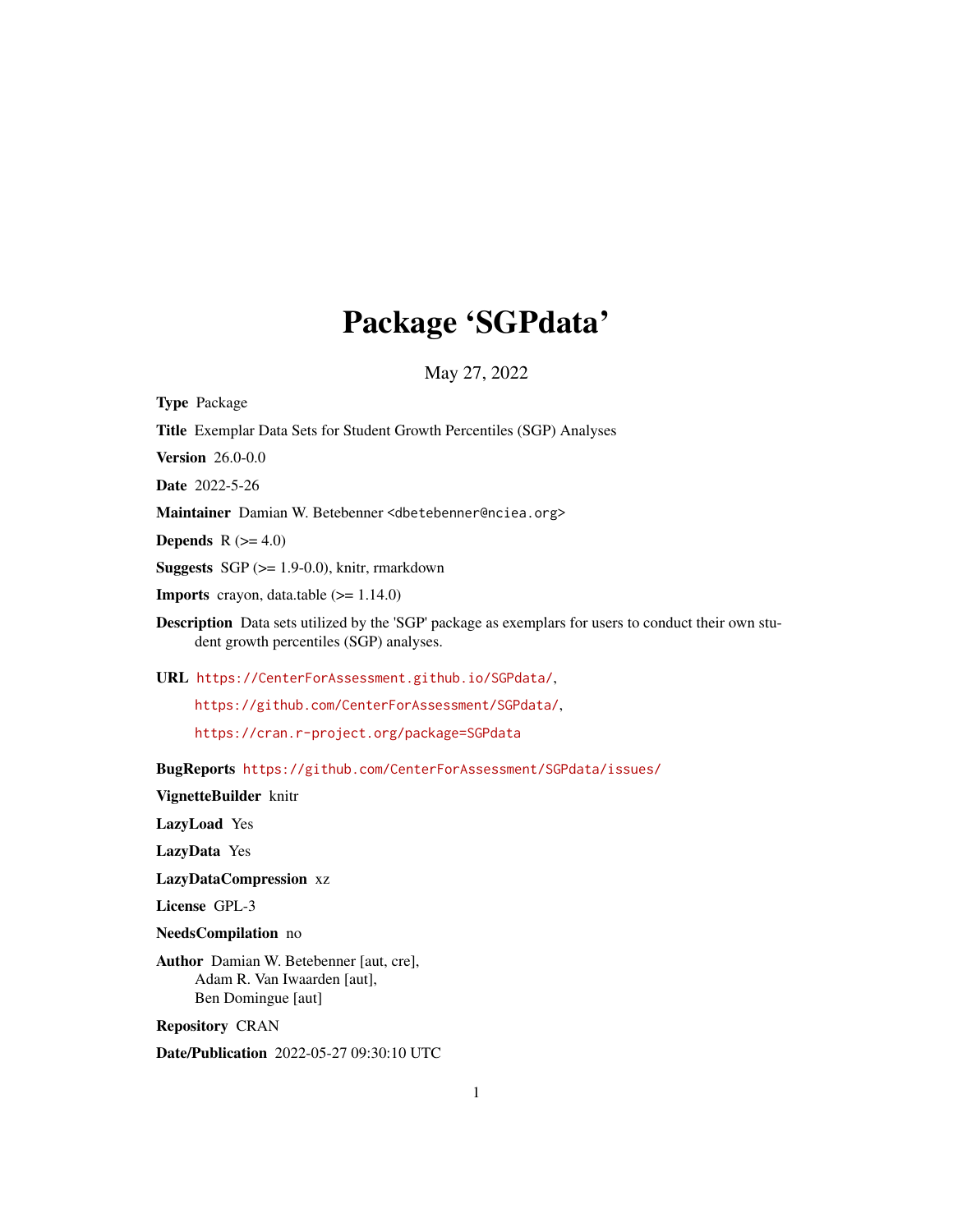# Package 'SGPdata'

May 27, 2022

**Type** Package

**Title** Exemplar Data Sets for Student Growth Percentiles (SGP) Analyses

**Version** 26.0-0.0

**Date** 2022-5-26

**Maintainer** Damian W. Betebenner <dbetebenner@nciea.org>

**Depends** R (>= 4.0)

**Suggests** SGP (>= 1.9-0.0), knitr, rmarkdown

**Imports** crayon, data.table (>= 1.14.0)

**Description** Data sets utilized by the 'SGP' package as exemplars for users to conduct their own student growth percentiles (SGP) analyses.

**URL** https://CenterForAssessment.github.io/SGPdata/,
https://github.com/CenterForAssessment/SGPdata/,
https://cran.r-project.org/package=SGPdata

**BugReports** https://github.com/CenterForAssessment/SGPdata/issues/

**VignetteBuilder** knitr

**LazyLoad** Yes

**LazyData** Yes

**LazyDataCompression** xz

**License** GPL-3

**NeedsCompilation** no

**Author** Damian W. Betebenner [aut, cre],
Adam R. Van Iwaarden [aut],
Ben Domingue [aut]

**Repository** CRAN

**Date/Publication** 2022-05-27 09:30:10 UTC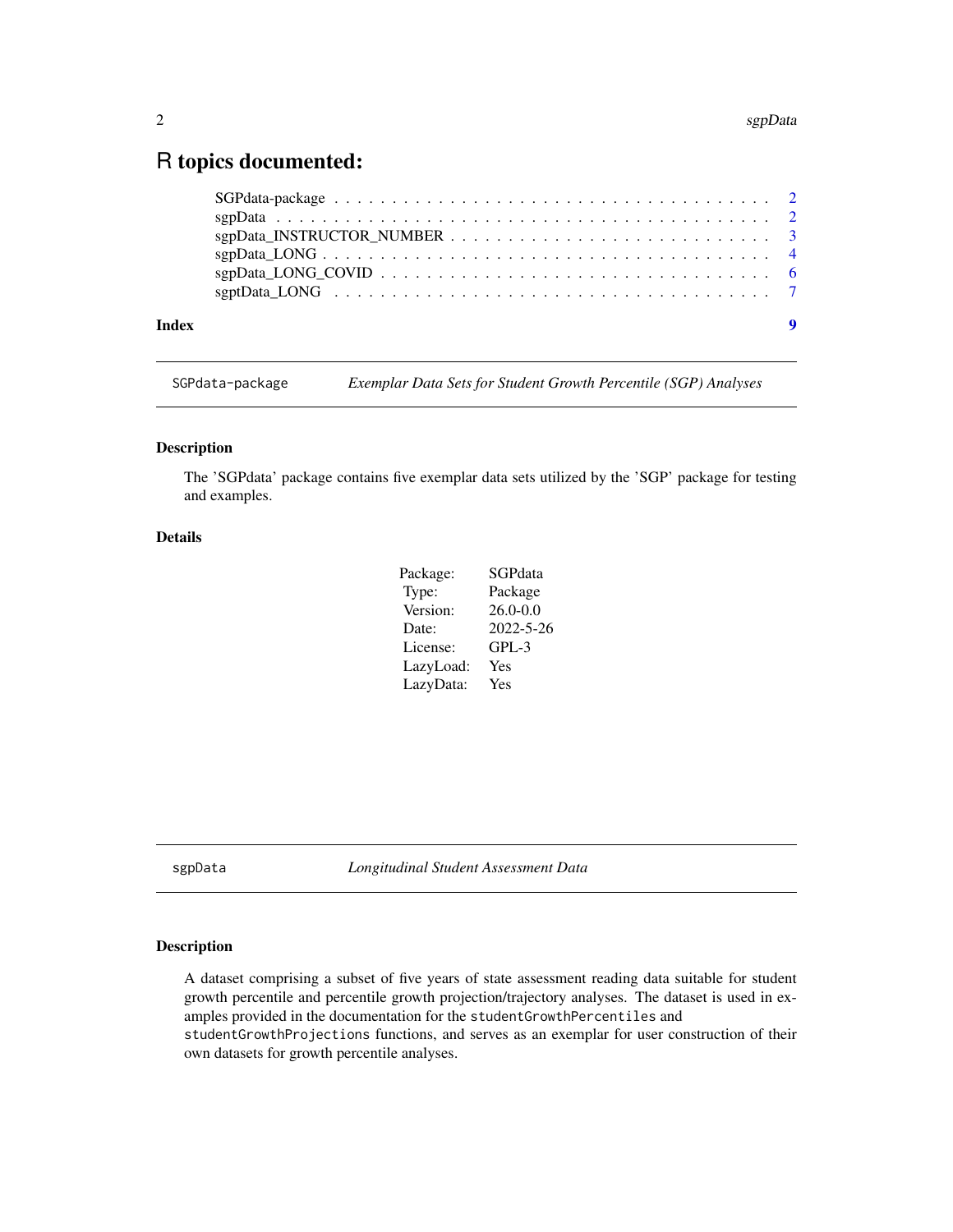# R topics documented:

SGPdata-package . . . . . . . . . . . . . . . . . . . . . . . . . . . . . . . . . . . 2
sgpData . . . . . . . . . . . . . . . . . . . . . . . . . . . . . . . . . . . . . . . . 2
sgpData_INSTRUCTOR_NUMBER . . . . . . . . . . . . . . . . . . . . . . . . . 3
sgpData_LONG . . . . . . . . . . . . . . . . . . . . . . . . . . . . . . . . . . . 4
sgpData_LONG_COVID . . . . . . . . . . . . . . . . . . . . . . . . . . . . . . . 6
sgptData_LONG . . . . . . . . . . . . . . . . . . . . . . . . . . . . . . . . . . 7

**Index** **9**

---

`SGPdata-package` *Exemplar Data Sets for Student Growth Percentile (SGP) Analyses*

---

### Description

The 'SGPdata' package contains five exemplar data sets utilized by the 'SGP' package for testing and examples.

### Details

| | |
|---|---|
| Package: | SGPdata |
| Type: | Package |
| Version: | 26.0-0.0 |
| Date: | 2022-5-26 |
| License: | GPL-3 |
| LazyLoad: | Yes |
| LazyData: | Yes |

---

`sgpData` *Longitudinal Student Assessment Data*

---

### Description

A dataset comprising a subset of five years of state assessment reading data suitable for student growth percentile and percentile growth projection/trajectory analyses. The dataset is used in examples provided in the documentation for the `studentGrowthPercentiles` and `studentGrowthProjections` functions, and serves as an exemplar for user construction of their own datasets for growth percentile analyses.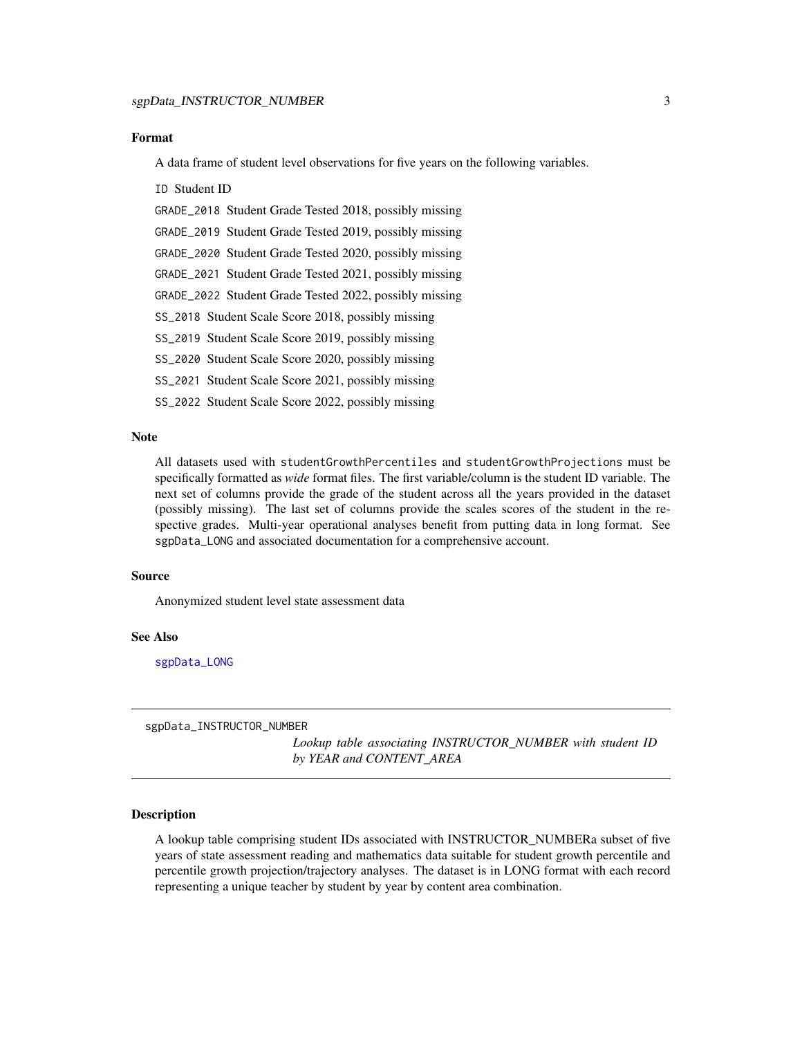## Format

A data frame of student level observations for five years on the following variables.

`ID` Student ID

`GRADE_2018` Student Grade Tested 2018, possibly missing

`GRADE_2019` Student Grade Tested 2019, possibly missing

`GRADE_2020` Student Grade Tested 2020, possibly missing

`GRADE_2021` Student Grade Tested 2021, possibly missing

`GRADE_2022` Student Grade Tested 2022, possibly missing

`SS_2018` Student Scale Score 2018, possibly missing

`SS_2019` Student Scale Score 2019, possibly missing

`SS_2020` Student Scale Score 2020, possibly missing

`SS_2021` Student Scale Score 2021, possibly missing

`SS_2022` Student Scale Score 2022, possibly missing

## Note

All datasets used with `studentGrowthPercentiles` and `studentGrowthProjections` must be specifically formatted as *wide* format files. The first variable/column is the student ID variable. The next set of columns provide the grade of the student across all the years provided in the dataset (possibly missing). The last set of columns provide the scales scores of the student in the respective grades. Multi-year operational analyses benefit from putting data in long format. See `sgpData_LONG` and associated documentation for a comprehensive account.

## Source

Anonymized student level state assessment data

## See Also

`sgpData_LONG`

---

`sgpData_INSTRUCTOR_NUMBER` *Lookup table associating INSTRUCTOR_NUMBER with student ID by YEAR and CONTENT_AREA*

---

## Description

A lookup table comprising student IDs associated with INSTRUCTOR_NUMBERa subset of five years of state assessment reading and mathematics data suitable for student growth percentile and percentile growth projection/trajectory analyses. The dataset is in LONG format with each record representing a unique teacher by student by year by content area combination.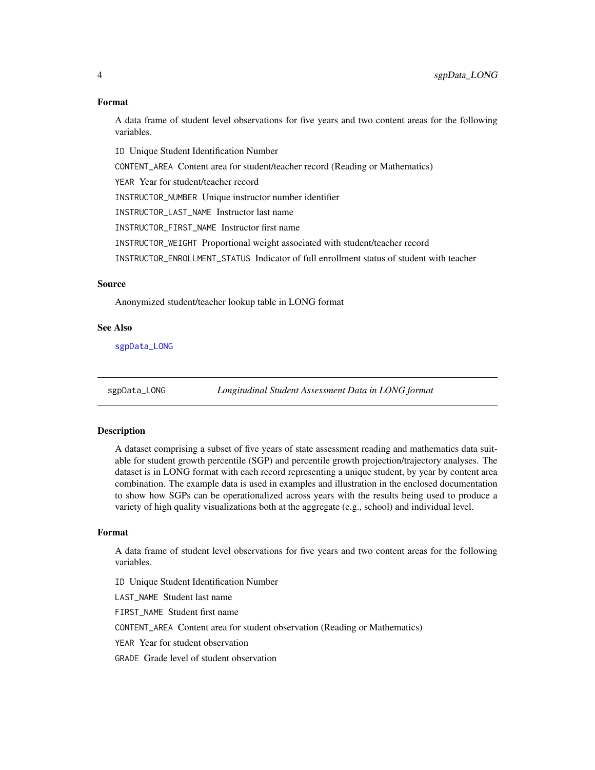### Format

A data frame of student level observations for five years and two content areas for the following variables.

ID Unique Student Identification Number

CONTENT_AREA Content area for student/teacher record (Reading or Mathematics)

YEAR Year for student/teacher record

INSTRUCTOR_NUMBER Unique instructor number identifier

INSTRUCTOR_LAST_NAME Instructor last name

INSTRUCTOR_FIRST_NAME Instructor first name

INSTRUCTOR_WEIGHT Proportional weight associated with student/teacher record

INSTRUCTOR_ENROLLMENT_STATUS Indicator of full enrollment status of student with teacher

### Source

Anonymized student/teacher lookup table in LONG format

### See Also

sgpData_LONG

---

## sgpData_LONG *Longitudinal Student Assessment Data in LONG format*

### Description

A dataset comprising a subset of five years of state assessment reading and mathematics data suitable for student growth percentile (SGP) and percentile growth projection/trajectory analyses. The dataset is in LONG format with each record representing a unique student, by year by content area combination. The example data is used in examples and illustration in the enclosed documentation to show how SGPs can be operationalized across years with the results being used to produce a variety of high quality visualizations both at the aggregate (e.g., school) and individual level.

### Format

A data frame of student level observations for five years and two content areas for the following variables.

ID Unique Student Identification Number

LAST_NAME Student last name

FIRST_NAME Student first name

CONTENT_AREA Content area for student observation (Reading or Mathematics)

YEAR Year for student observation

GRADE Grade level of student observation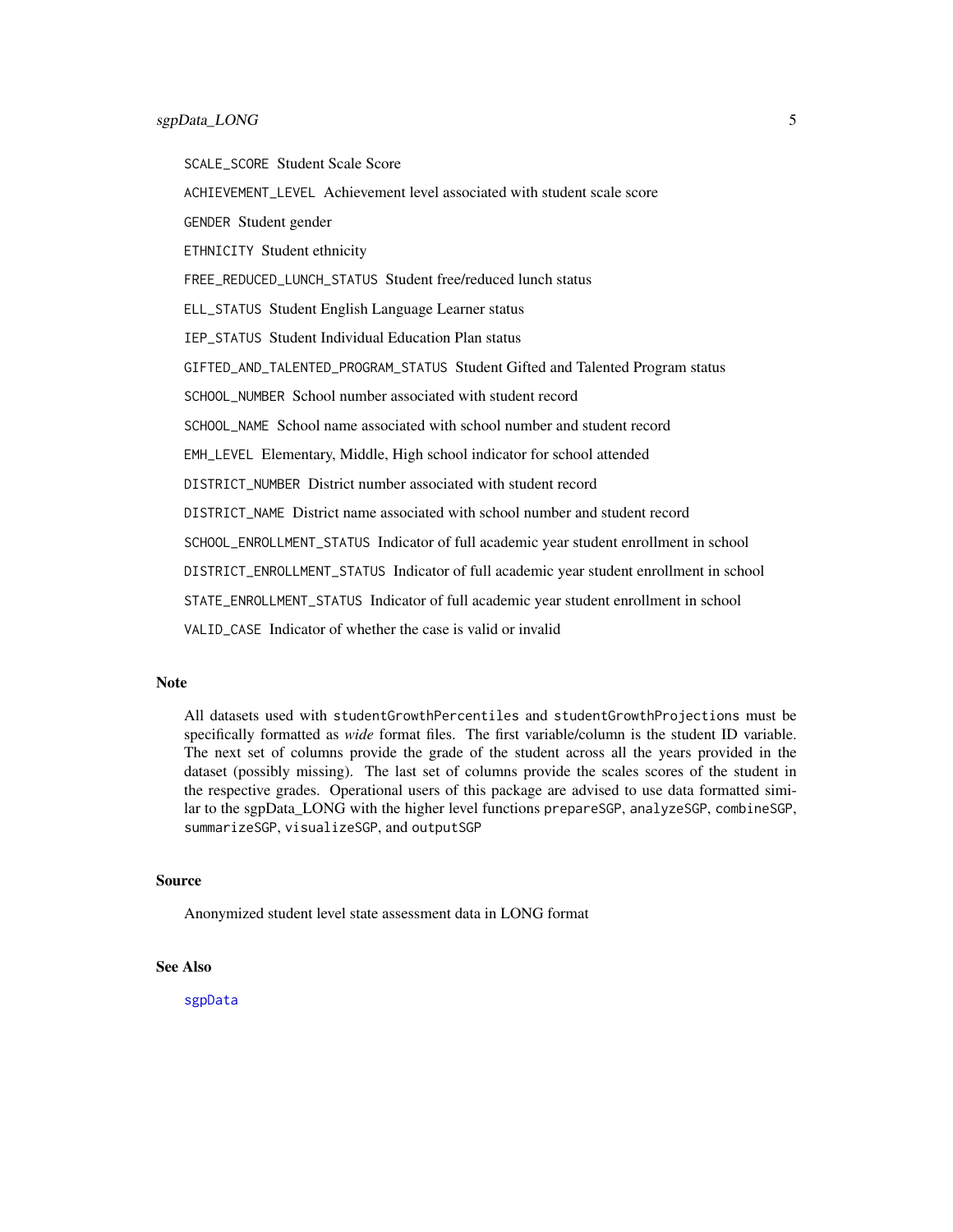SCALE_SCORE Student Scale Score

ACHIEVEMENT_LEVEL Achievement level associated with student scale score

GENDER Student gender

ETHNICITY Student ethnicity

FREE_REDUCED_LUNCH_STATUS Student free/reduced lunch status

ELL_STATUS Student English Language Learner status

IEP_STATUS Student Individual Education Plan status

GIFTED_AND_TALENTED_PROGRAM_STATUS Student Gifted and Talented Program status

SCHOOL_NUMBER School number associated with student record

SCHOOL_NAME School name associated with school number and student record

EMH_LEVEL Elementary, Middle, High school indicator for school attended

DISTRICT_NUMBER District number associated with student record

DISTRICT_NAME District name associated with school number and student record

SCHOOL_ENROLLMENT_STATUS Indicator of full academic year student enrollment in school

DISTRICT_ENROLLMENT_STATUS Indicator of full academic year student enrollment in school

STATE_ENROLLMENT_STATUS Indicator of full academic year student enrollment in school

VALID_CASE Indicator of whether the case is valid or invalid

## Note

All datasets used with studentGrowthPercentiles and studentGrowthProjections must be specifically formatted as *wide* format files. The first variable/column is the student ID variable. The next set of columns provide the grade of the student across all the years provided in the dataset (possibly missing). The last set of columns provide the scales scores of the student in the respective grades. Operational users of this package are advised to use data formatted similar to the sgpData_LONG with the higher level functions prepareSGP, analyzeSGP, combineSGP, summarizeSGP, visualizeSGP, and outputSGP

## Source

Anonymized student level state assessment data in LONG format

## See Also

sgpData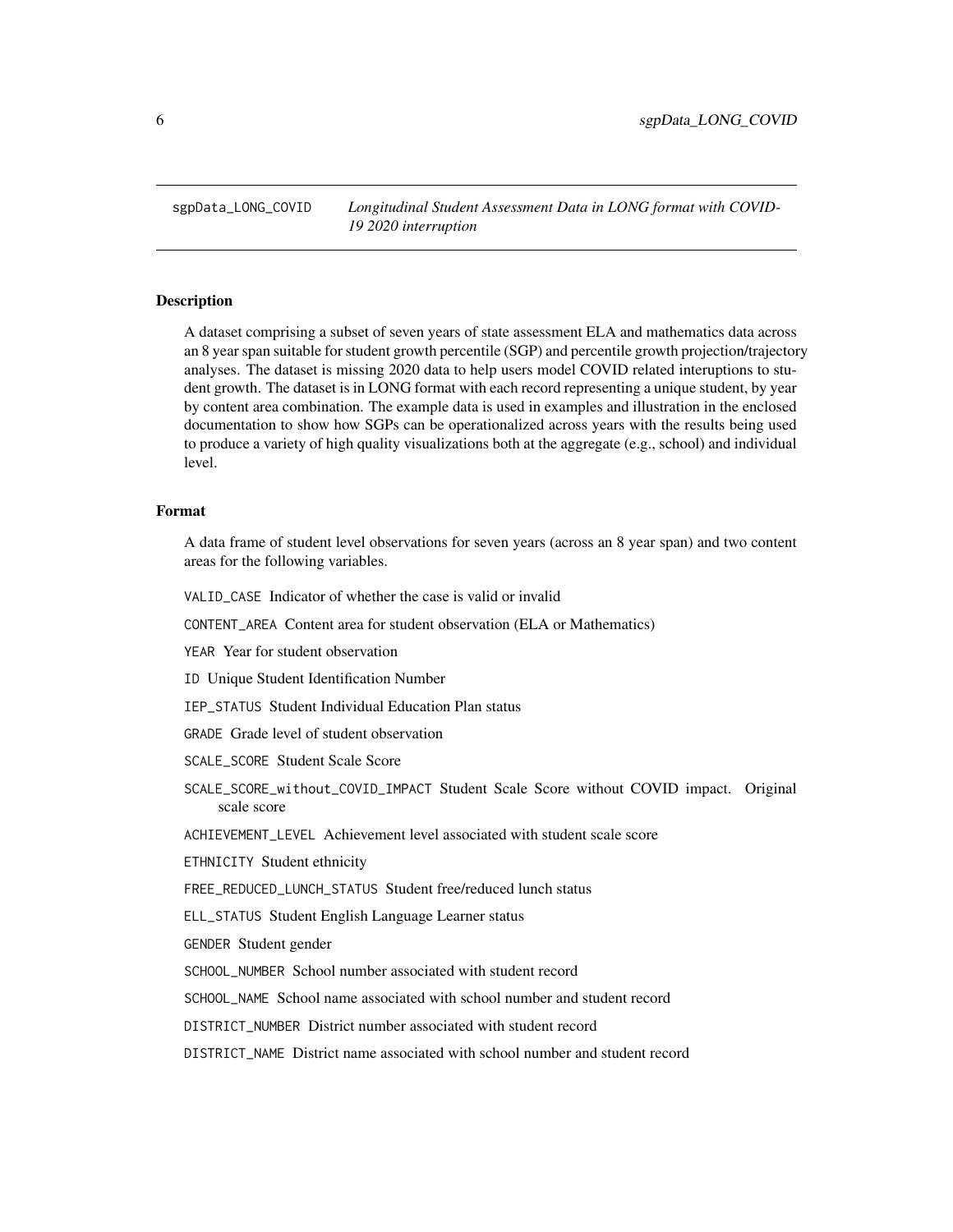## sgpData_LONG_COVID — *Longitudinal Student Assessment Data in LONG format with COVID-19 2020 interruption*

### Description

A dataset comprising a subset of seven years of state assessment ELA and mathematics data across an 8 year span suitable for student growth percentile (SGP) and percentile growth projection/trajectory analyses. The dataset is missing 2020 data to help users model COVID related interuptions to student growth. The dataset is in LONG format with each record representing a unique student, by year by content area combination. The example data is used in examples and illustration in the enclosed documentation to show how SGPs can be operationalized across years with the results being used to produce a variety of high quality visualizations both at the aggregate (e.g., school) and individual level.

### Format

A data frame of student level observations for seven years (across an 8 year span) and two content areas for the following variables.

`VALID_CASE` Indicator of whether the case is valid or invalid

`CONTENT_AREA` Content area for student observation (ELA or Mathematics)

`YEAR` Year for student observation

`ID` Unique Student Identification Number

`IEP_STATUS` Student Individual Education Plan status

`GRADE` Grade level of student observation

`SCALE_SCORE` Student Scale Score

`SCALE_SCORE_without_COVID_IMPACT` Student Scale Score without COVID impact. Original scale score

`ACHIEVEMENT_LEVEL` Achievement level associated with student scale score

`ETHNICITY` Student ethnicity

`FREE_REDUCED_LUNCH_STATUS` Student free/reduced lunch status

`ELL_STATUS` Student English Language Learner status

`GENDER` Student gender

`SCHOOL_NUMBER` School number associated with student record

`SCHOOL_NAME` School name associated with school number and student record

`DISTRICT_NUMBER` District number associated with student record

`DISTRICT_NAME` District name associated with school number and student record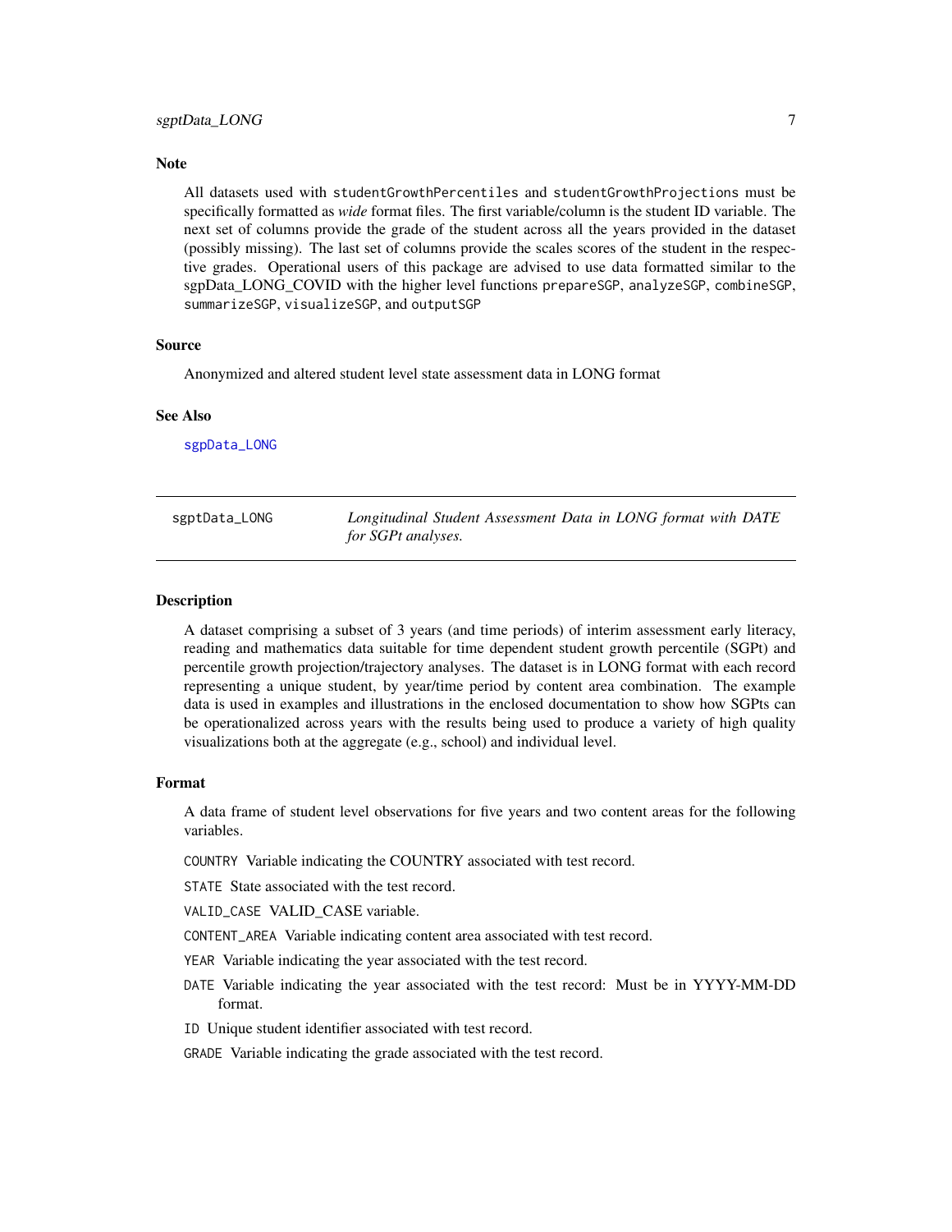### Note

All datasets used with `studentGrowthPercentiles` and `studentGrowthProjections` must be specifically formatted as *wide* format files. The first variable/column is the student ID variable. The next set of columns provide the grade of the student across all the years provided in the dataset (possibly missing). The last set of columns provide the scales scores of the student in the respective grades. Operational users of this package are advised to use data formatted similar to the sgpData_LONG_COVID with the higher level functions `prepareSGP`, `analyzeSGP`, `combineSGP`, `summarizeSGP`, `visualizeSGP`, and `outputSGP`

### Source

Anonymized and altered student level state assessment data in LONG format

### See Also

sgpData_LONG

---

## sgptData_LONG — *Longitudinal Student Assessment Data in LONG format with DATE for SGPt analyses.*

---

### Description

A dataset comprising a subset of 3 years (and time periods) of interim assessment early literacy, reading and mathematics data suitable for time dependent student growth percentile (SGPt) and percentile growth projection/trajectory analyses. The dataset is in LONG format with each record representing a unique student, by year/time period by content area combination. The example data is used in examples and illustrations in the enclosed documentation to show how SGPts can be operationalized across years with the results being used to produce a variety of high quality visualizations both at the aggregate (e.g., school) and individual level.

### Format

A data frame of student level observations for five years and two content areas for the following variables.

`COUNTRY` Variable indicating the COUNTRY associated with test record.

`STATE` State associated with the test record.

`VALID_CASE` VALID_CASE variable.

`CONTENT_AREA` Variable indicating content area associated with test record.

`YEAR` Variable indicating the year associated with the test record.

`DATE` Variable indicating the year associated with the test record: Must be in YYYY-MM-DD format.

`ID` Unique student identifier associated with test record.

`GRADE` Variable indicating the grade associated with the test record.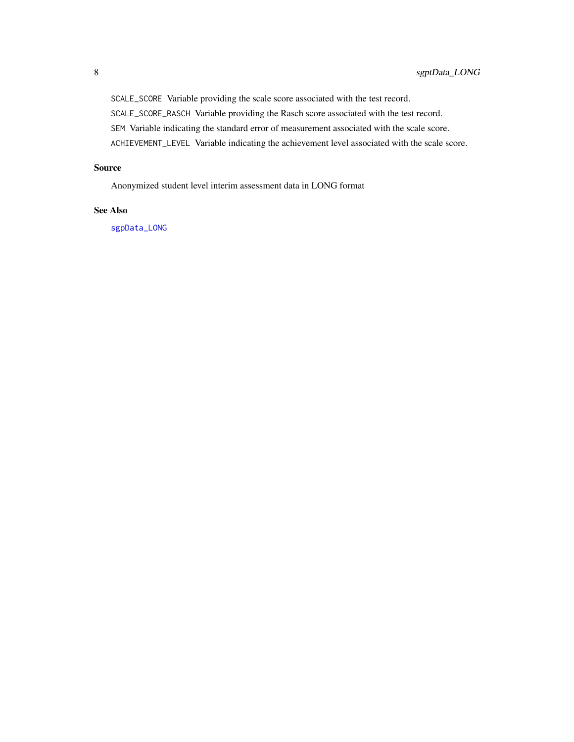`SCALE_SCORE` Variable providing the scale score associated with the test record.

`SCALE_SCORE_RASCH` Variable providing the Rasch score associated with the test record.

`SEM` Variable indicating the standard error of measurement associated with the scale score.

`ACHIEVEMENT_LEVEL` Variable indicating the achievement level associated with the scale score.

## Source

Anonymized student level interim assessment data in LONG format

## See Also

`sgpData_LONG`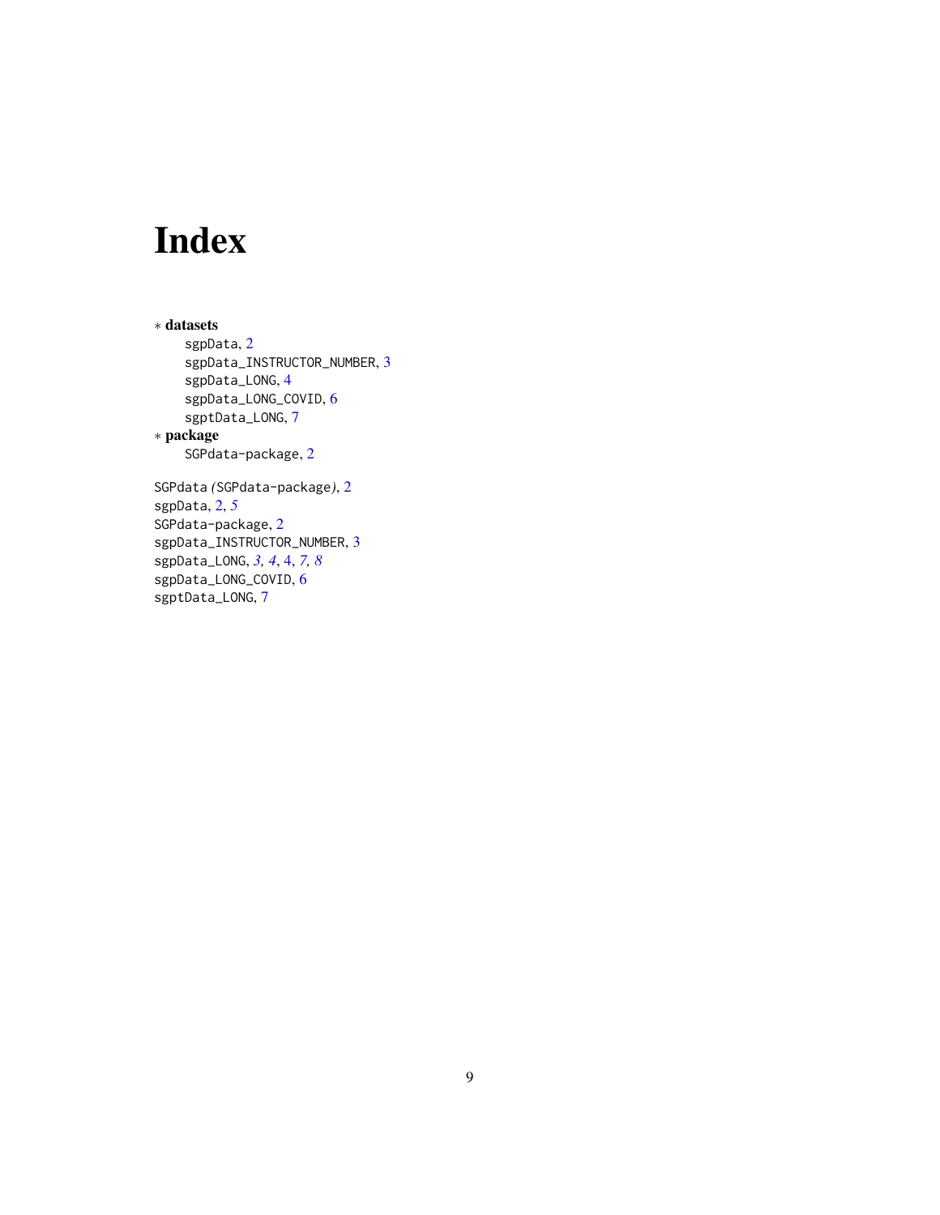# Index

∗ **datasets**

- sgpData, 2
- sgpData_INSTRUCTOR_NUMBER, 3
- sgpData_LONG, 4
- sgpData_LONG_COVID, 6
- sgptData_LONG, 7

∗ **package**

- SGPdata-package, 2

SGPdata *(*SGPdata-package*)*, 2
sgpData, 2, *5*
SGPdata-package, 2
sgpData_INSTRUCTOR_NUMBER, 3
sgpData_LONG, *3, 4*, 4, *7, 8*
sgpData_LONG_COVID, 6
sgptData_LONG, 7